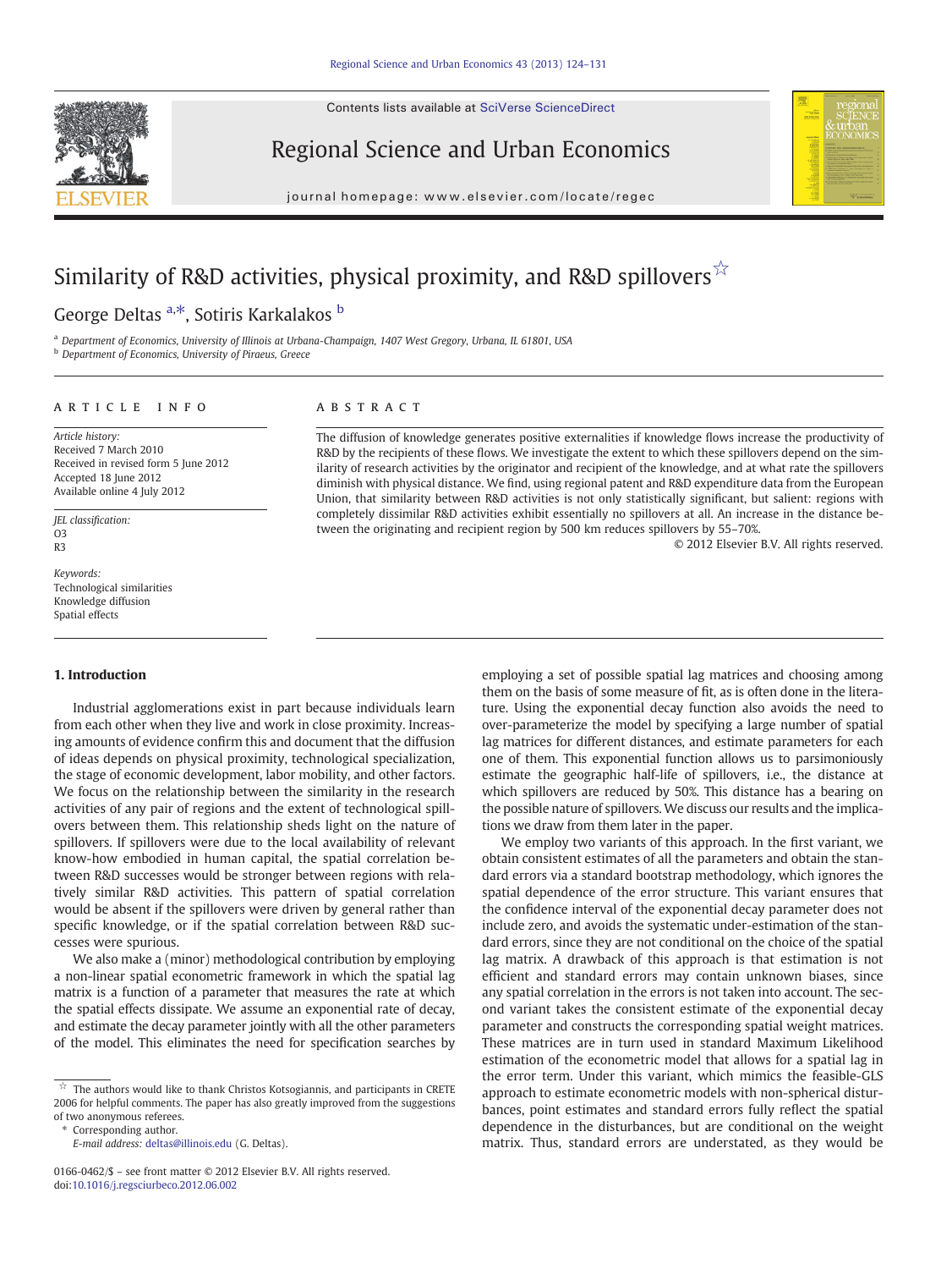# Similarity of R&D activities, physical proximity, and R&D spillovers ☆

George Deltas [a,*], Sotiris Karkalakos [b]

[a] Department of Economics, University of Illinois at Urbana-Champaign, 1407 West Gregory, Urbana, IL 61801, USA
[b] Department of Economics, University of Piraeus, Greece

## ARTICLE INFO

*Article history:*
Received 7 March 2010
Received in revised form 5 June 2012
Accepted 18 June 2012
Available online 4 July 2012

*JEL classification:*
O3
R3

*Keywords:*
Technological similarities
Knowledge diffusion
Spatial effects

## ABSTRACT

The diffusion of knowledge generates positive externalities if knowledge flows increase the productivity of R&D by the recipients of these flows. We investigate the extent to which these spillovers depend on the similarity of research activities by the originator and recipient of the knowledge, and at what rate the spillovers diminish with physical distance. We find, using regional patent and R&D expenditure data from the European Union, that similarity between R&D activities is not only statistically significant, but salient: regions with completely dissimilar R&D activities exhibit essentially no spillovers at all. An increase in the distance between the originating and recipient region by 500 km reduces spillovers by 55–70%.

© 2012 Elsevier B.V. All rights reserved.

## 1. Introduction

Industrial agglomerations exist in part because individuals learn from each other when they live and work in close proximity. Increasing amounts of evidence confirm this and document that the diffusion of ideas depends on physical proximity, technological specialization, the stage of economic development, labor mobility, and other factors. We focus on the relationship between the similarity in the research activities of any pair of regions and the extent of technological spillovers between them. This relationship sheds light on the nature of spillovers. If spillovers were due to the local availability of relevant know-how embodied in human capital, the spatial correlation between R&D successes would be stronger between regions with relatively similar R&D activities. This pattern of spatial correlation would be absent if the spillovers were driven by general rather than specific knowledge, or if the spatial correlation between R&D successes were spurious.

We also make a (minor) methodological contribution by employing a non-linear spatial econometric framework in which the spatial lag matrix is a function of a parameter that measures the rate at which the spatial effects dissipate. We assume an exponential rate of decay, and estimate the decay parameter jointly with all the other parameters of the model. This eliminates the need for specification searches by employing a set of possible spatial lag matrices and choosing among them on the basis of some measure of fit, as is often done in the literature. Using the exponential decay function also avoids the need to over-parameterize the model by specifying a large number of spatial lag matrices for different distances, and estimate parameters for each one of them. This exponential function allows us to parsimoniously estimate the geographic half-life of spillovers, i.e., the distance at which spillovers are reduced by 50%. This distance has a bearing on the possible nature of spillovers. We discuss our results and the implications we draw from them later in the paper.

We employ two variants of this approach. In the first variant, we obtain consistent estimates of all the parameters and obtain the standard errors via a standard bootstrap methodology, which ignores the spatial dependence of the error structure. This variant ensures that the confidence interval of the exponential decay parameter does not include zero, and avoids the systematic under-estimation of the standard errors, since they are not conditional on the choice of the spatial lag matrix. A drawback of this approach is that estimation is not efficient and standard errors may contain unknown biases, since any spatial correlation in the errors is not taken into account. The second variant takes the consistent estimate of the exponential decay parameter and constructs the corresponding spatial weight matrices. These matrices are in turn used in standard Maximum Likelihood estimation of the econometric model that allows for a spatial lag in the error term. Under this variant, which mimics the feasible-GLS approach to estimate econometric models with non-spherical disturbances, point estimates and standard errors fully reflect the spatial dependence in the disturbances, but are conditional on the weight matrix. Thus, standard errors are understated, as they would be

☆ The authors would like to thank Christos Kotsogiannis, and participants in CRETE 2006 for helpful comments. The paper has also greatly improved from the suggestions of two anonymous referees.

\* Corresponding author.
*E-mail address:* deltas@illinois.edu (G. Deltas).

0166-0462/$ – see front matter © 2012 Elsevier B.V. All rights reserved.
doi:10.1016/j.regsciurbeco.2012.06.002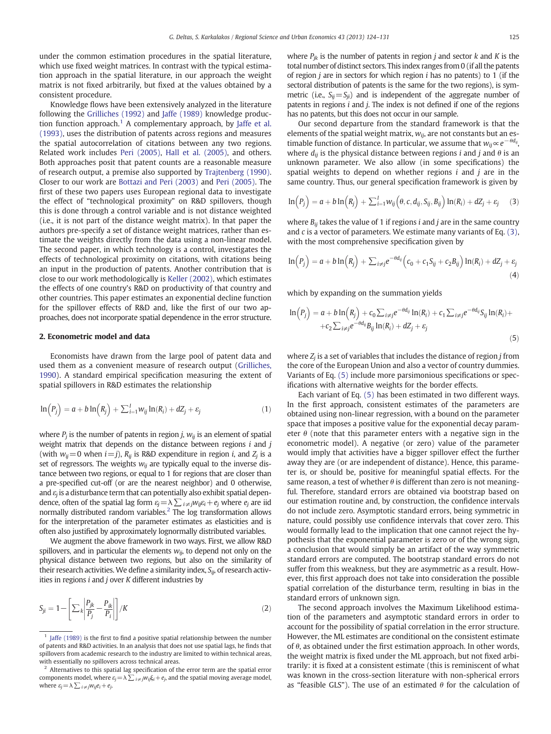under the common estimation procedures in the spatial literature, which use fixed weight matrices. In contrast with the typical estimation approach in the spatial literature, in our approach the weight matrix is not fixed arbitrarily, but fixed at the values obtained by a consistent procedure.

Knowledge flows have been extensively analyzed in the literature following the Griliches (1992) and Jaffe (1989) knowledge production function approach.[1] A complementary approach, by Jaffe et al. (1993), uses the distribution of patents across regions and measures the spatial autocorrelation of citations between any two regions. Related work includes Peri (2005), Hall et al. (2005), and others. Both approaches posit that patent counts are a reasonable measure of research output, a premise also supported by Trajtenberg (1990). Closer to our work are Bottazi and Peri (2003) and Peri (2005). The first of these two papers uses European regional data to investigate the effect of "technological proximity" on R&D spillovers, though this is done through a control variable and is not distance weighted (i.e., it is not part of the distance weight matrix). In that paper the authors pre-specify a set of distance weight matrices, rather than estimate the weights directly from the data using a non-linear model. The second paper, in which technology is a control, investigates the effects of technological proximity on citations, with citations being an input in the production of patents. Another contribution that is close to our work methodologically is Keller (2002), which estimates the effects of one country's R&D on productivity of that country and other countries. This paper estimates an exponential decline function for the spillover effects of R&D and, like the first of our two approaches, does not incorporate spatial dependence in the error structure.

## 2. Econometric model and data

Economists have drawn from the large pool of patent data and used them as a convenient measure of research output (Griliches, 1990). A standard empirical specification measuring the extent of spatial spillovers in R&D estimates the relationship

$$\ln\left(P_j\right) = a + b\ln\left(R_j\right) + \sum_{i=1}^{I} w_{ij}\ln(R_i) + dZ_j + \varepsilon_j \tag{1}$$

where $P_j$ is the number of patents in region $j$, $w_{ij}$ is an element of spatial weight matrix that depends on the distance between regions $i$ and $j$ (with $w_{ij}=0$ when $i=j$), $R_{ij}$ is R&D expenditure in region $i$, and $Z_j$ is a set of regressors. The weights $w_{ij}$ are typically equal to the inverse distance between two regions, or equal to 1 for regions that are closer than a pre-specified cut-off (or are the nearest neighbor) and 0 otherwise, and $\varepsilon_j$ is a disturbance term that can potentially also exhibit spatial dependence, often of the spatial lag form $\varepsilon_j = \lambda\sum_{i\neq j} w_{ij}\varepsilon_i + e_j$ where $e_j$ are iid normally distributed random variables.[2] The log transformation allows for the interpretation of the parameter estimates as elasticities and is often also justified by approximately lognormally distributed variables.

We augment the above framework in two ways. First, we allow R&D spillovers, and in particular the elements $w_{ij}$, to depend not only on the physical distance between two regions, but also on the similarity of their research activities. We define a similarity index, $S_{ij}$, of research activities in regions $i$ and $j$ over $K$ different industries by

$$S_{ji} = 1 - \left[\sum_k \left|\frac{P_{jk}}{P_j} - \frac{P_{ik}}{P_i}\right|\right]/K \tag{2}$$

where $P_{jk}$ is the number of patents in region $j$ and sector $k$ and $K$ is the total number of distinct sectors. This index ranges from 0 (if all the patents of region $j$ are in sectors for which region $i$ has no patents) to 1 (if the sectoral distribution of patents is the same for the two regions), is symmetric (i.e., $S_{ij}=S_{ji}$) and is independent of the aggregate number of patents in regions $i$ and $j$. The index is not defined if one of the regions has no patents, but this does not occur in our sample.

Our second departure from the standard framework is that the elements of the spatial weight matrix, $w_{ij}$, are not constants but an estimable function of distance. In particular, we assume that $w_{ij} \propto e^{-\theta d_{ij}}$, where $d_{ij}$ is the physical distance between regions $i$ and $j$ and $\theta$ is an unknown parameter. We also allow (in some specifications) the spatial weights to depend on whether regions $i$ and $j$ are in the same country. Thus, our general specification framework is given by

$$\ln\left(P_j\right) = a + b\ln\left(R_j\right) + \sum_{i=1}^{I} w_{ij}\left(\theta, c, d_{ij}, S_{ij}, B_{ij}\right)\ln(R_i) + dZ_j + \varepsilon_j \tag{3}$$

where $B_{ij}$ takes the value of 1 if regions $i$ and $j$ are in the same country and $c$ is a vector of parameters. We estimate many variants of Eq. (3), with the most comprehensive specification given by

$$\ln\left(P_j\right) = a + b\ln\left(R_j\right) + \sum_{i\neq j} e^{-\theta d_{ij}}\left(c_0 + c_1 S_{ij} + c_2 B_{ij}\right)\ln(R_i) + dZ_j + \varepsilon_j \tag{4}$$

which by expanding on the summation yields

$$\begin{aligned}\ln\left(P_j\right) = a + b\ln\left(R_j\right) + c_0\sum_{i\neq j} e^{-\theta d_{ij}}\ln(R_i) + c_1\sum_{i\neq j} e^{-\theta d_{ij}} S_{ij}\ln(R_i) + \\ + c_2\sum_{i\neq j} e^{-\theta d_{ij}} B_{ij}\ln(R_i) + dZ_j + \varepsilon_j\end{aligned} \tag{5}$$

where $Z_j$ is a set of variables that includes the distance of region $j$ from the core of the European Union and also a vector of country dummies. Variants of Eq. (5) include more parsimonious specifications or specifications with alternative weights for the border effects.

Each variant of Eq. (5) has been estimated in two different ways. In the first approach, consistent estimates of the parameters are obtained using non-linear regression, with a bound on the parameter space that imposes a positive value for the exponential decay parameter $\theta$ (note that this parameter enters with a negative sign in the econometric model). A negative (or zero) value of the parameter would imply that activities have a bigger spillover effect the further away they are (or are independent of distance). Hence, this parameter is, or should be, positive for meaningful spatial effects. For the same reason, a test of whether $\theta$ is different than zero is not meaningful. Therefore, standard errors are obtained via bootstrap based on our estimation routine and, by construction, the confidence intervals do not include zero. Asymptotic standard errors, being symmetric in nature, could possibly use confidence intervals that cover zero. This would formally lead to the implication that one cannot reject the hypothesis that the exponential parameter is zero or of the wrong sign, a conclusion that would simply be an artifact of the way symmetric standard errors are computed. The bootstrap standard errors do not suffer from this weakness, but they are asymmetric as a result. However, this first approach does not take into consideration the possible spatial correlation of the disturbance term, resulting in bias in the standard errors of unknown sign.

The second approach involves the Maximum Likelihood estimation of the parameters and asymptotic standard errors in order to account for the possibility of spatial correlation in the error structure. However, the ML estimates are conditional on the consistent estimate of $\theta$, as obtained under the first estimation approach. In other words, the weight matrix is fixed under the ML approach, but not fixed arbitrarily: it is fixed at a consistent estimate (this is reminiscent of what was known in the cross-section literature with non-spherical errors as "feasible GLS"). The use of an estimated $\theta$ for the calculation of

---

[1] Jaffe (1989) is the first to find a positive spatial relationship between the number of patents and R&D activities. In an analysis that does not use spatial lags, he finds that spillovers from academic research to the industry are limited to within technical areas, with essentially no spillovers across technical areas.

[2] Alternatives to this spatial lag specification of the error term are the spatial error components model, where $\varepsilon_j = \lambda\sum_{i\neq j} w_{ij}\xi_i + e_j$, and the spatial moving average model, where $\varepsilon_j = \lambda\sum_{i\neq j} w_{ij} e_i + e_j$.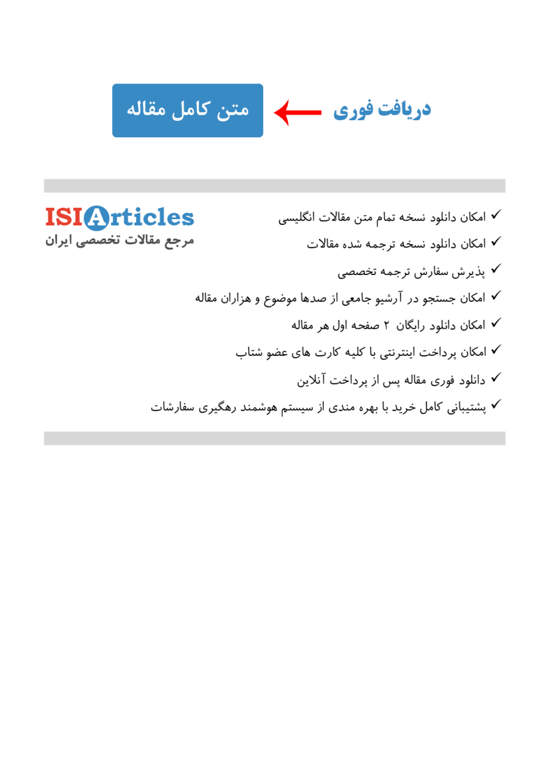دریافت فوری ← **متن کامل مقاله**

**ISIArticles**
مرجع مقالات تخصصی ایران

- ✓ امکان دانلود نسخه تمام متن مقالات انگلیسی
- ✓ امکان دانلود نسخه ترجمه شده مقالات
- ✓ پذیرش سفارش ترجمه تخصصی
- ✓ امکان جستجو در آرشیو جامعی از صدها موضوع و هزاران مقاله
- ✓ امکان دانلود رایگان ۲ صفحه اول هر مقاله
- ✓ امکان پرداخت اینترنتی با کلیه کارت های عضو شتاب
- ✓ دانلود فوری مقاله پس از پرداخت آنلاین
- ✓ پشتیبانی کامل خرید با بهره مندی از سیستم هوشمند رهگیری سفارشات